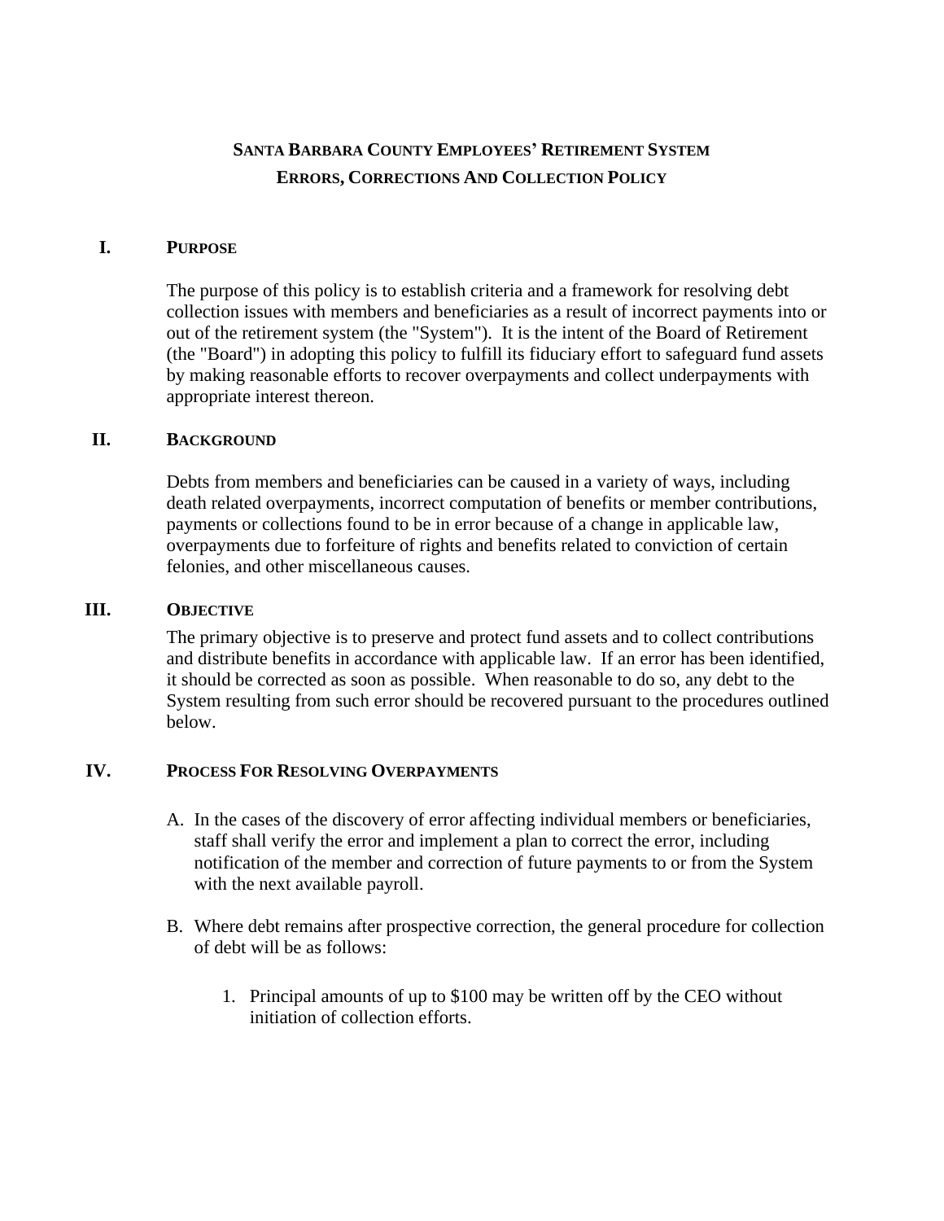# Santa Barbara County Employees' Retirement System
# Errors, Corrections And Collection Policy

## I. Purpose

The purpose of this policy is to establish criteria and a framework for resolving debt collection issues with members and beneficiaries as a result of incorrect payments into or out of the retirement system (the "System"). It is the intent of the Board of Retirement (the "Board") in adopting this policy to fulfill its fiduciary effort to safeguard fund assets by making reasonable efforts to recover overpayments and collect underpayments with appropriate interest thereon.

## II. Background

Debts from members and beneficiaries can be caused in a variety of ways, including death related overpayments, incorrect computation of benefits or member contributions, payments or collections found to be in error because of a change in applicable law, overpayments due to forfeiture of rights and benefits related to conviction of certain felonies, and other miscellaneous causes.

## III. Objective

The primary objective is to preserve and protect fund assets and to collect contributions and distribute benefits in accordance with applicable law. If an error has been identified, it should be corrected as soon as possible. When reasonable to do so, any debt to the System resulting from such error should be recovered pursuant to the procedures outlined below.

## IV. Process For Resolving Overpayments

A. In the cases of the discovery of error affecting individual members or beneficiaries, staff shall verify the error and implement a plan to correct the error, including notification of the member and correction of future payments to or from the System with the next available payroll.

B. Where debt remains after prospective correction, the general procedure for collection of debt will be as follows:

   1. Principal amounts of up to $100 may be written off by the CEO without initiation of collection efforts.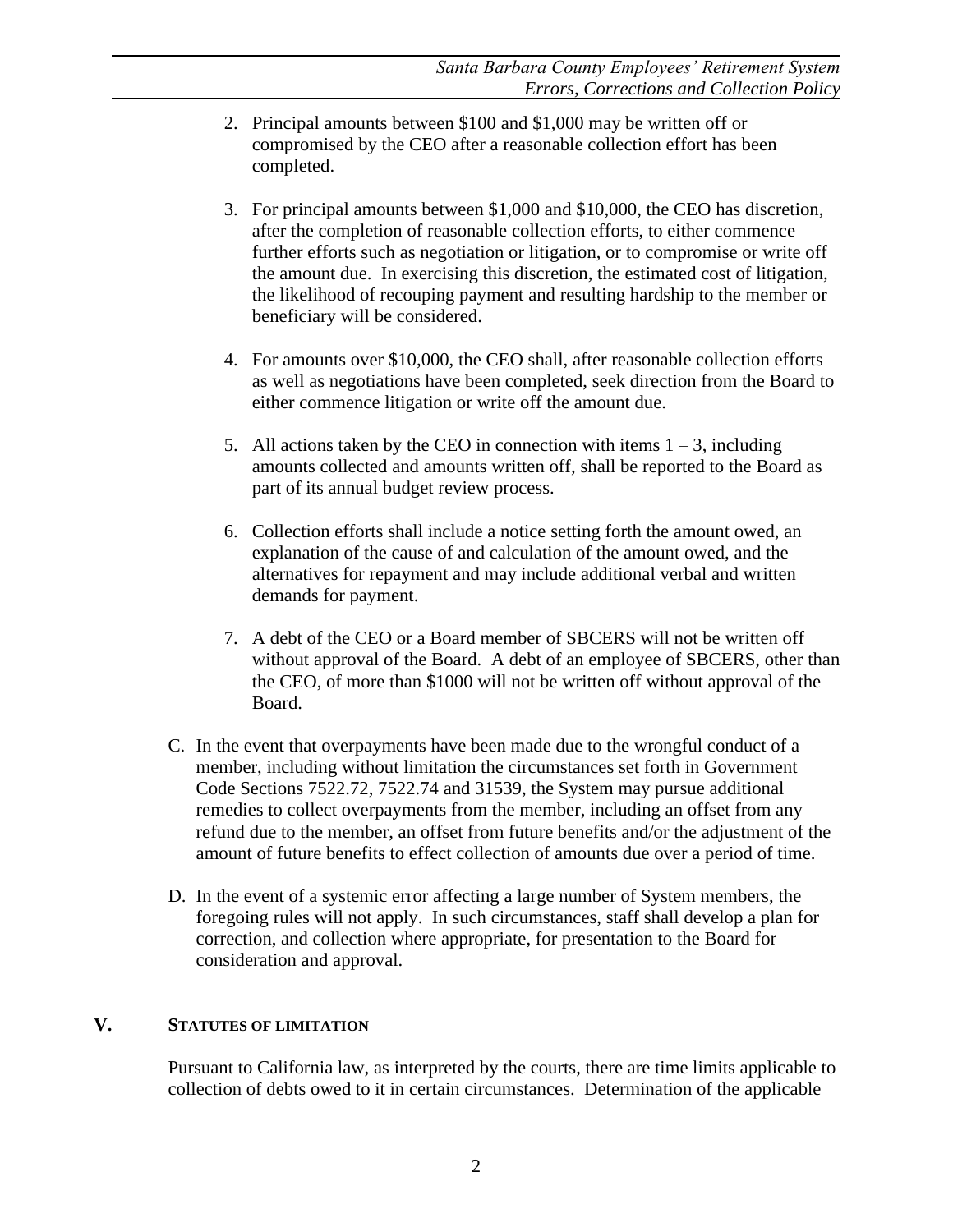2. Principal amounts between $100 and $1,000 may be written off or compromised by the CEO after a reasonable collection effort has been completed.

3. For principal amounts between $1,000 and $10,000, the CEO has discretion, after the completion of reasonable collection efforts, to either commence further efforts such as negotiation or litigation, or to compromise or write off the amount due. In exercising this discretion, the estimated cost of litigation, the likelihood of recouping payment and resulting hardship to the member or beneficiary will be considered.

4. For amounts over $10,000, the CEO shall, after reasonable collection efforts as well as negotiations have been completed, seek direction from the Board to either commence litigation or write off the amount due.

5. All actions taken by the CEO in connection with items 1 – 3, including amounts collected and amounts written off, shall be reported to the Board as part of its annual budget review process.

6. Collection efforts shall include a notice setting forth the amount owed, an explanation of the cause of and calculation of the amount owed, and the alternatives for repayment and may include additional verbal and written demands for payment.

7. A debt of the CEO or a Board member of SBCERS will not be written off without approval of the Board. A debt of an employee of SBCERS, other than the CEO, of more than $1000 will not be written off without approval of the Board.

C. In the event that overpayments have been made due to the wrongful conduct of a member, including without limitation the circumstances set forth in Government Code Sections 7522.72, 7522.74 and 31539, the System may pursue additional remedies to collect overpayments from the member, including an offset from any refund due to the member, an offset from future benefits and/or the adjustment of the amount of future benefits to effect collection of amounts due over a period of time.

D. In the event of a systemic error affecting a large number of System members, the foregoing rules will not apply. In such circumstances, staff shall develop a plan for correction, and collection where appropriate, for presentation to the Board for consideration and approval.

## V. STATUTES OF LIMITATION

Pursuant to California law, as interpreted by the courts, there are time limits applicable to collection of debts owed to it in certain circumstances. Determination of the applicable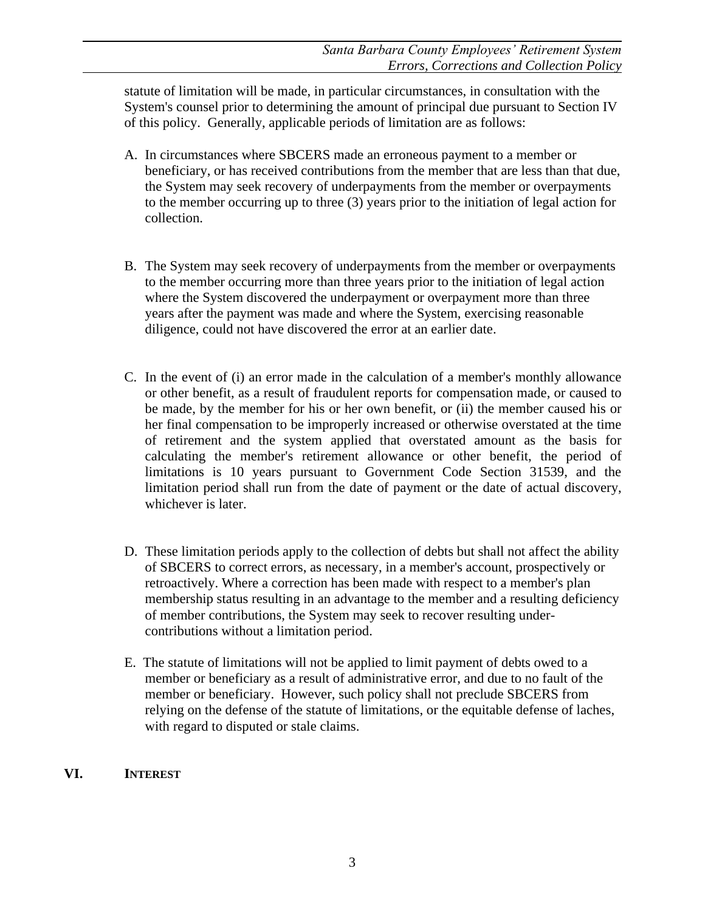statute of limitation will be made, in particular circumstances, in consultation with the System's counsel prior to determining the amount of principal due pursuant to Section IV of this policy. Generally, applicable periods of limitation are as follows:

A. In circumstances where SBCERS made an erroneous payment to a member or beneficiary, or has received contributions from the member that are less than that due, the System may seek recovery of underpayments from the member or overpayments to the member occurring up to three (3) years prior to the initiation of legal action for collection.

B. The System may seek recovery of underpayments from the member or overpayments to the member occurring more than three years prior to the initiation of legal action where the System discovered the underpayment or overpayment more than three years after the payment was made and where the System, exercising reasonable diligence, could not have discovered the error at an earlier date.

C. In the event of (i) an error made in the calculation of a member's monthly allowance or other benefit, as a result of fraudulent reports for compensation made, or caused to be made, by the member for his or her own benefit, or (ii) the member caused his or her final compensation to be improperly increased or otherwise overstated at the time of retirement and the system applied that overstated amount as the basis for calculating the member's retirement allowance or other benefit, the period of limitations is 10 years pursuant to Government Code Section 31539, and the limitation period shall run from the date of payment or the date of actual discovery, whichever is later.

D. These limitation periods apply to the collection of debts but shall not affect the ability of SBCERS to correct errors, as necessary, in a member's account, prospectively or retroactively. Where a correction has been made with respect to a member's plan membership status resulting in an advantage to the member and a resulting deficiency of member contributions, the System may seek to recover resulting under-contributions without a limitation period.

E. The statute of limitations will not be applied to limit payment of debts owed to a member or beneficiary as a result of administrative error, and due to no fault of the member or beneficiary. However, such policy shall not preclude SBCERS from relying on the defense of the statute of limitations, or the equitable defense of laches, with regard to disputed or stale claims.

## VI. INTEREST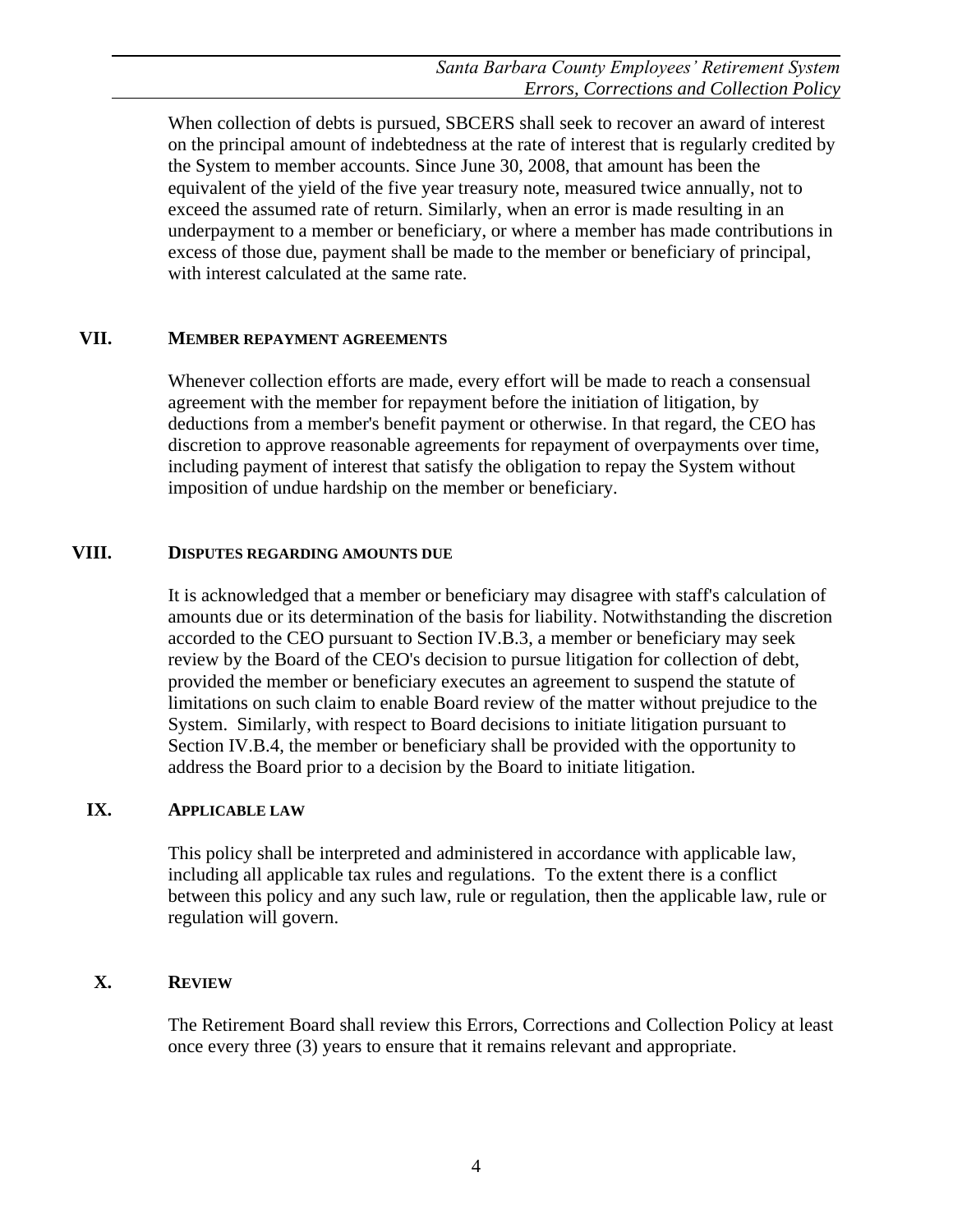When collection of debts is pursued, SBCERS shall seek to recover an award of interest on the principal amount of indebtedness at the rate of interest that is regularly credited by the System to member accounts. Since June 30, 2008, that amount has been the equivalent of the yield of the five year treasury note, measured twice annually, not to exceed the assumed rate of return. Similarly, when an error is made resulting in an underpayment to a member or beneficiary, or where a member has made contributions in excess of those due, payment shall be made to the member or beneficiary of principal, with interest calculated at the same rate.

## VII. MEMBER REPAYMENT AGREEMENTS

Whenever collection efforts are made, every effort will be made to reach a consensual agreement with the member for repayment before the initiation of litigation, by deductions from a member's benefit payment or otherwise. In that regard, the CEO has discretion to approve reasonable agreements for repayment of overpayments over time, including payment of interest that satisfy the obligation to repay the System without imposition of undue hardship on the member or beneficiary.

## VIII. DISPUTES REGARDING AMOUNTS DUE

It is acknowledged that a member or beneficiary may disagree with staff's calculation of amounts due or its determination of the basis for liability. Notwithstanding the discretion accorded to the CEO pursuant to Section IV.B.3, a member or beneficiary may seek review by the Board of the CEO's decision to pursue litigation for collection of debt, provided the member or beneficiary executes an agreement to suspend the statute of limitations on such claim to enable Board review of the matter without prejudice to the System. Similarly, with respect to Board decisions to initiate litigation pursuant to Section IV.B.4, the member or beneficiary shall be provided with the opportunity to address the Board prior to a decision by the Board to initiate litigation.

## IX. APPLICABLE LAW

This policy shall be interpreted and administered in accordance with applicable law, including all applicable tax rules and regulations. To the extent there is a conflict between this policy and any such law, rule or regulation, then the applicable law, rule or regulation will govern.

## X. REVIEW

The Retirement Board shall review this Errors, Corrections and Collection Policy at least once every three (3) years to ensure that it remains relevant and appropriate.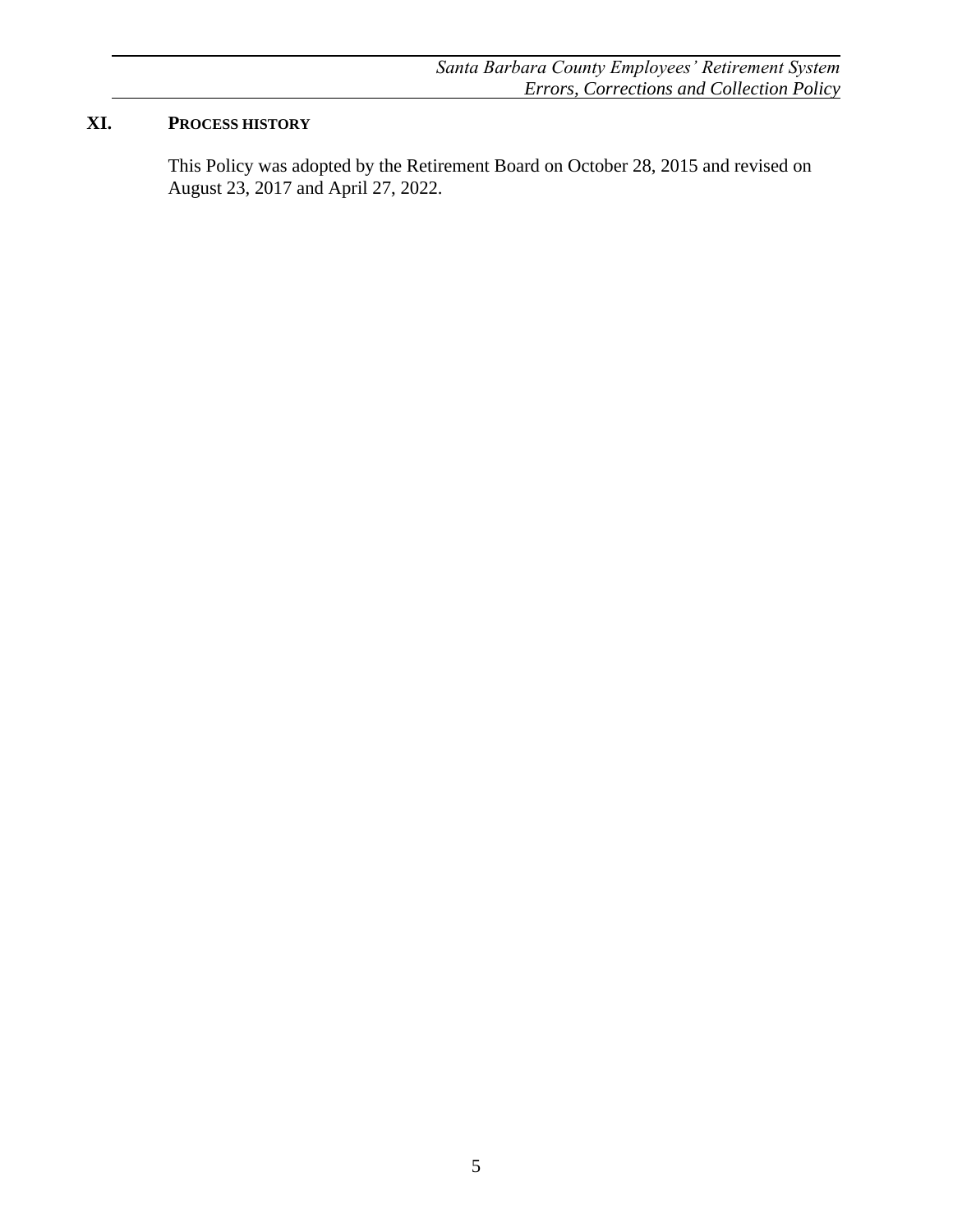## XI. PROCESS HISTORY

This Policy was adopted by the Retirement Board on October 28, 2015 and revised on August 23, 2017 and April 27, 2022.